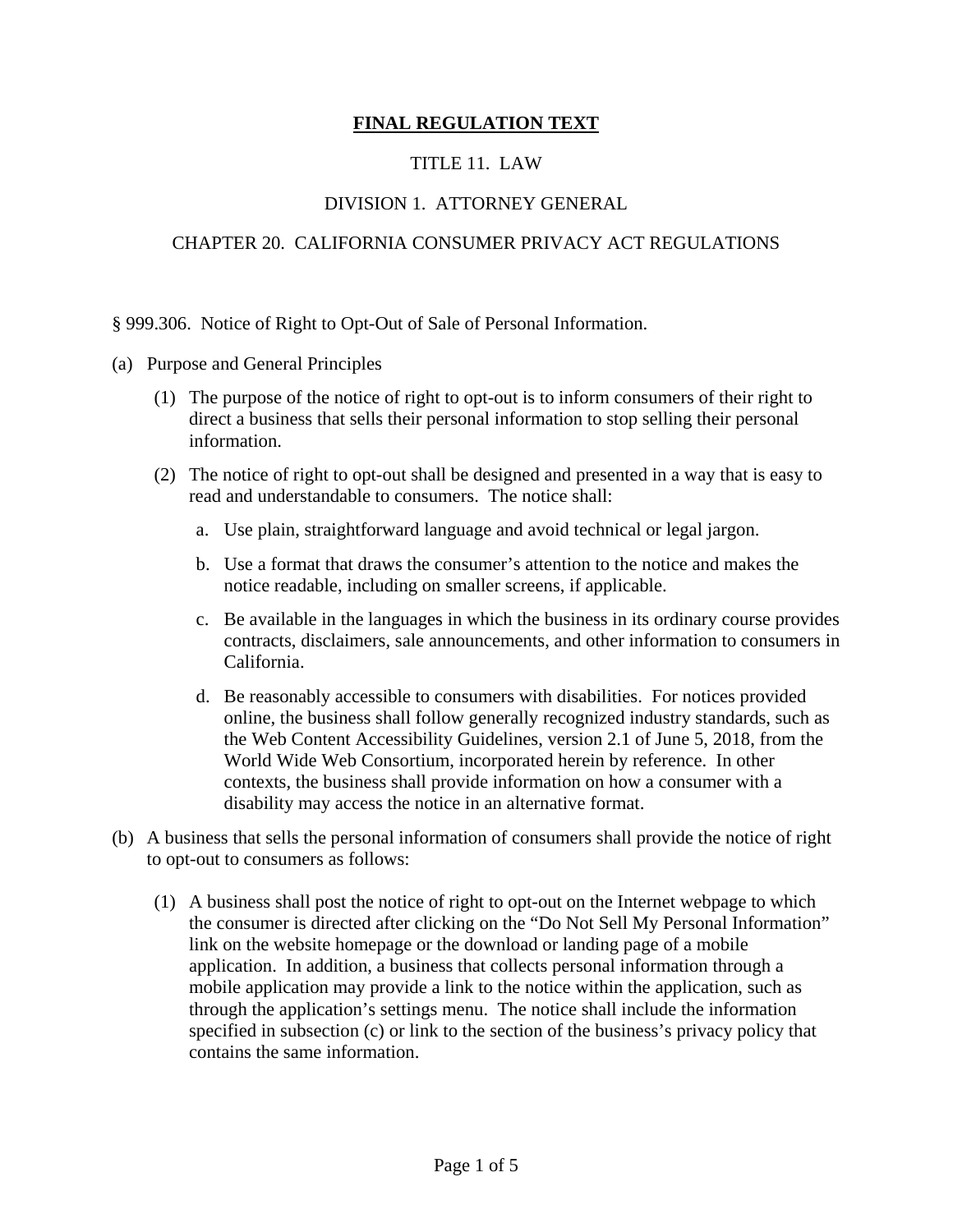# FINAL REGULATION TEXT

## TITLE 11. LAW

## DIVISION 1. ATTORNEY GENERAL

## CHAPTER 20. CALIFORNIA CONSUMER PRIVACY ACT REGULATIONS

§ 999.306. Notice of Right to Opt-Out of Sale of Personal Information.

(a) Purpose and General Principles

(1) The purpose of the notice of right to opt-out is to inform consumers of their right to direct a business that sells their personal information to stop selling their personal information.

(2) The notice of right to opt-out shall be designed and presented in a way that is easy to read and understandable to consumers. The notice shall:

a. Use plain, straightforward language and avoid technical or legal jargon.

b. Use a format that draws the consumer's attention to the notice and makes the notice readable, including on smaller screens, if applicable.

c. Be available in the languages in which the business in its ordinary course provides contracts, disclaimers, sale announcements, and other information to consumers in California.

d. Be reasonably accessible to consumers with disabilities. For notices provided online, the business shall follow generally recognized industry standards, such as the Web Content Accessibility Guidelines, version 2.1 of June 5, 2018, from the World Wide Web Consortium, incorporated herein by reference. In other contexts, the business shall provide information on how a consumer with a disability may access the notice in an alternative format.

(b) A business that sells the personal information of consumers shall provide the notice of right to opt-out to consumers as follows:

(1) A business shall post the notice of right to opt-out on the Internet webpage to which the consumer is directed after clicking on the "Do Not Sell My Personal Information" link on the website homepage or the download or landing page of a mobile application. In addition, a business that collects personal information through a mobile application may provide a link to the notice within the application, such as through the application's settings menu. The notice shall include the information specified in subsection (c) or link to the section of the business's privacy policy that contains the same information.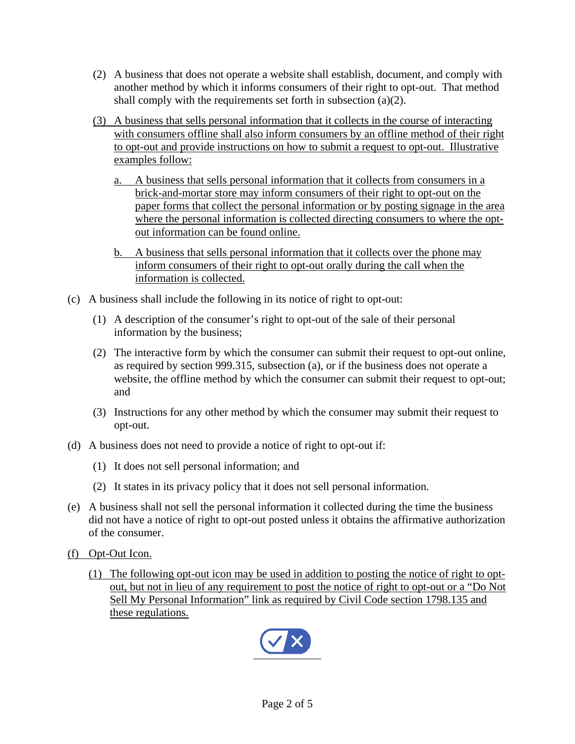(2) A business that does not operate a website shall establish, document, and comply with another method by which it informs consumers of their right to opt-out. That method shall comply with the requirements set forth in subsection (a)(2).

(3) A business that sells personal information that it collects in the course of interacting with consumers offline shall also inform consumers by an offline method of their right to opt-out and provide instructions on how to submit a request to opt-out. Illustrative examples follow:

a. A business that sells personal information that it collects from consumers in a brick-and-mortar store may inform consumers of their right to opt-out on the paper forms that collect the personal information or by posting signage in the area where the personal information is collected directing consumers to where the opt-out information can be found online.

b. A business that sells personal information that it collects over the phone may inform consumers of their right to opt-out orally during the call when the information is collected.

(c) A business shall include the following in its notice of right to opt-out:

(1) A description of the consumer's right to opt-out of the sale of their personal information by the business;

(2) The interactive form by which the consumer can submit their request to opt-out online, as required by section 999.315, subsection (a), or if the business does not operate a website, the offline method by which the consumer can submit their request to opt-out; and

(3) Instructions for any other method by which the consumer may submit their request to opt-out.

(d) A business does not need to provide a notice of right to opt-out if:

(1) It does not sell personal information; and

(2) It states in its privacy policy that it does not sell personal information.

(e) A business shall not sell the personal information it collected during the time the business did not have a notice of right to opt-out posted unless it obtains the affirmative authorization of the consumer.

(f) Opt-Out Icon.

(1) The following opt-out icon may be used in addition to posting the notice of right to opt-out, but not in lieu of any requirement to post the notice of right to opt-out or a "Do Not Sell My Personal Information" link as required by Civil Code section 1798.135 and these regulations.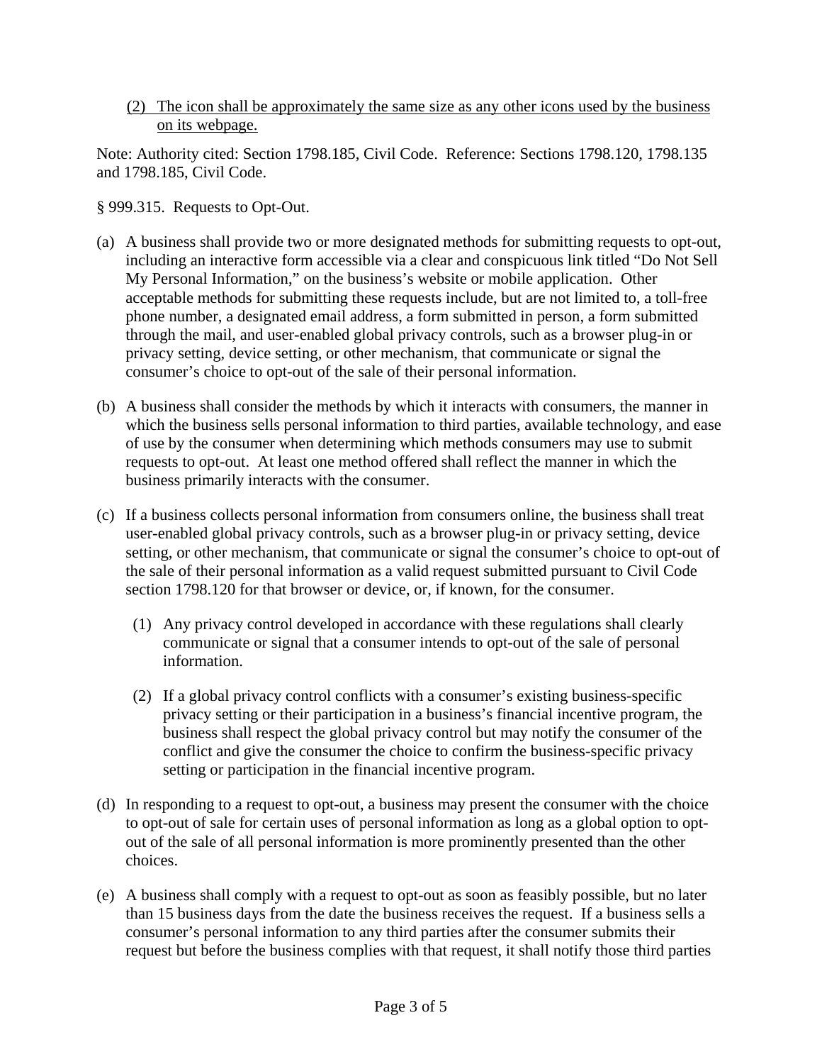(2) The icon shall be approximately the same size as any other icons used by the business on its webpage.

Note: Authority cited: Section 1798.185, Civil Code. Reference: Sections 1798.120, 1798.135 and 1798.185, Civil Code.

§ 999.315. Requests to Opt-Out.

(a) A business shall provide two or more designated methods for submitting requests to opt-out, including an interactive form accessible via a clear and conspicuous link titled "Do Not Sell My Personal Information," on the business's website or mobile application. Other acceptable methods for submitting these requests include, but are not limited to, a toll-free phone number, a designated email address, a form submitted in person, a form submitted through the mail, and user-enabled global privacy controls, such as a browser plug-in or privacy setting, device setting, or other mechanism, that communicate or signal the consumer's choice to opt-out of the sale of their personal information.

(b) A business shall consider the methods by which it interacts with consumers, the manner in which the business sells personal information to third parties, available technology, and ease of use by the consumer when determining which methods consumers may use to submit requests to opt-out. At least one method offered shall reflect the manner in which the business primarily interacts with the consumer.

(c) If a business collects personal information from consumers online, the business shall treat user-enabled global privacy controls, such as a browser plug-in or privacy setting, device setting, or other mechanism, that communicate or signal the consumer's choice to opt-out of the sale of their personal information as a valid request submitted pursuant to Civil Code section 1798.120 for that browser or device, or, if known, for the consumer.

  (1) Any privacy control developed in accordance with these regulations shall clearly communicate or signal that a consumer intends to opt-out of the sale of personal information.

  (2) If a global privacy control conflicts with a consumer's existing business-specific privacy setting or their participation in a business's financial incentive program, the business shall respect the global privacy control but may notify the consumer of the conflict and give the consumer the choice to confirm the business-specific privacy setting or participation in the financial incentive program.

(d) In responding to a request to opt-out, a business may present the consumer with the choice to opt-out of sale for certain uses of personal information as long as a global option to opt-out of the sale of all personal information is more prominently presented than the other choices.

(e) A business shall comply with a request to opt-out as soon as feasibly possible, but no later than 15 business days from the date the business receives the request. If a business sells a consumer's personal information to any third parties after the consumer submits their request but before the business complies with that request, it shall notify those third parties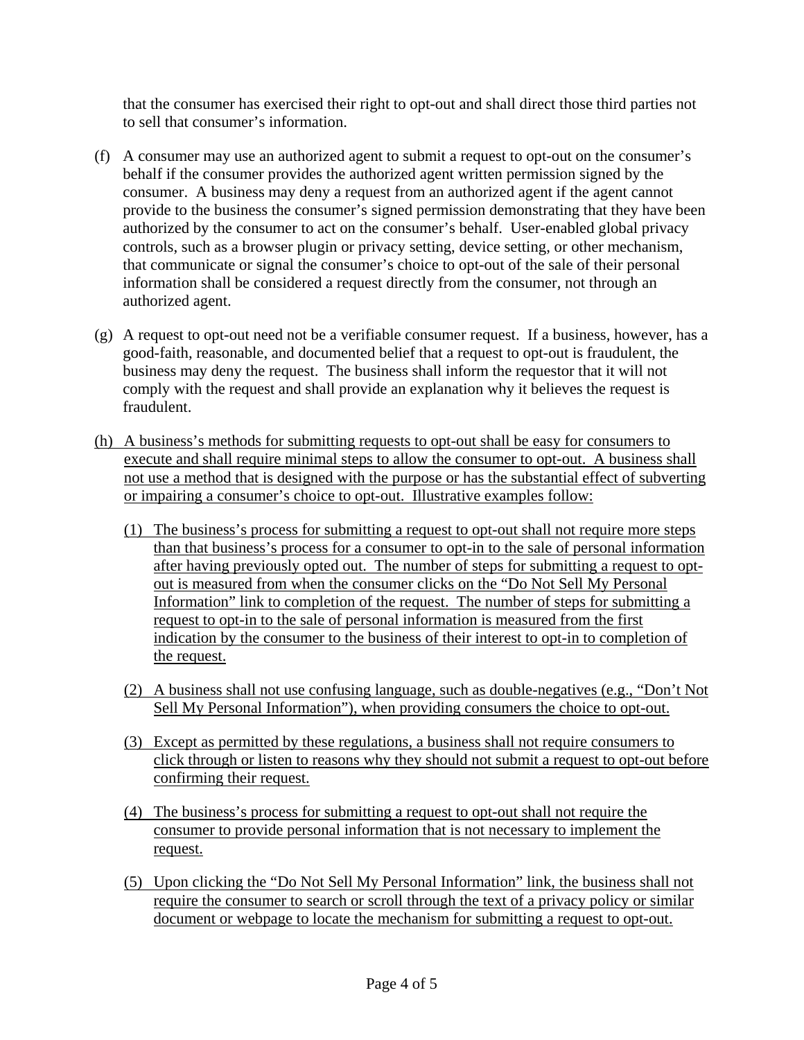that the consumer has exercised their right to opt-out and shall direct those third parties not to sell that consumer's information.

(f) A consumer may use an authorized agent to submit a request to opt-out on the consumer's behalf if the consumer provides the authorized agent written permission signed by the consumer. A business may deny a request from an authorized agent if the agent cannot provide to the business the consumer's signed permission demonstrating that they have been authorized by the consumer to act on the consumer's behalf. User-enabled global privacy controls, such as a browser plugin or privacy setting, device setting, or other mechanism, that communicate or signal the consumer's choice to opt-out of the sale of their personal information shall be considered a request directly from the consumer, not through an authorized agent.

(g) A request to opt-out need not be a verifiable consumer request. If a business, however, has a good-faith, reasonable, and documented belief that a request to opt-out is fraudulent, the business may deny the request. The business shall inform the requestor that it will not comply with the request and shall provide an explanation why it believes the request is fraudulent.

<u>(h) A business's methods for submitting requests to opt-out shall be easy for consumers to execute and shall require minimal steps to allow the consumer to opt-out. A business shall not use a method that is designed with the purpose or has the substantial effect of subverting or impairing a consumer's choice to opt-out. Illustrative examples follow:</u>

<u>(1) The business's process for submitting a request to opt-out shall not require more steps than that business's process for a consumer to opt-in to the sale of personal information after having previously opted out. The number of steps for submitting a request to opt-out is measured from when the consumer clicks on the "Do Not Sell My Personal Information" link to completion of the request. The number of steps for submitting a request to opt-in to the sale of personal information is measured from the first indication by the consumer to the business of their interest to opt-in to completion of the request.</u>

<u>(2) A business shall not use confusing language, such as double-negatives (e.g., "Don't Not Sell My Personal Information"), when providing consumers the choice to opt-out.</u>

<u>(3) Except as permitted by these regulations, a business shall not require consumers to click through or listen to reasons why they should not submit a request to opt-out before confirming their request.</u>

<u>(4) The business's process for submitting a request to opt-out shall not require the consumer to provide personal information that is not necessary to implement the request.</u>

<u>(5) Upon clicking the "Do Not Sell My Personal Information" link, the business shall not require the consumer to search or scroll through the text of a privacy policy or similar document or webpage to locate the mechanism for submitting a request to opt-out.</u>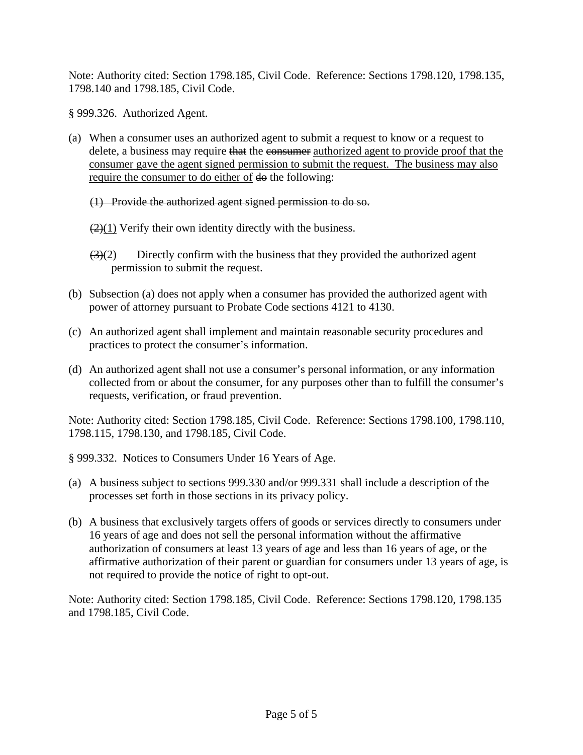Note: Authority cited: Section 1798.185, Civil Code. Reference: Sections 1798.120, 1798.135, 1798.140 and 1798.185, Civil Code.

§ 999.326. Authorized Agent.

(a) When a consumer uses an authorized agent to submit a request to know or a request to delete, a business may require ~~that~~ the ~~consumer~~ <u>authorized agent to provide proof that the consumer gave the agent signed permission to submit the request. The business may also require the consumer to do either of</u> ~~do~~ the following:

 ~~(1) Provide the authorized agent signed permission to do so.~~

 ~~(2)~~<u>(1)</u> Verify their own identity directly with the business.

 ~~(3)~~<u>(2)</u> Directly confirm with the business that they provided the authorized agent permission to submit the request.

(b) Subsection (a) does not apply when a consumer has provided the authorized agent with power of attorney pursuant to Probate Code sections 4121 to 4130.

(c) An authorized agent shall implement and maintain reasonable security procedures and practices to protect the consumer's information.

(d) An authorized agent shall not use a consumer's personal information, or any information collected from or about the consumer, for any purposes other than to fulfill the consumer's requests, verification, or fraud prevention.

Note: Authority cited: Section 1798.185, Civil Code. Reference: Sections 1798.100, 1798.110, 1798.115, 1798.130, and 1798.185, Civil Code.

§ 999.332. Notices to Consumers Under 16 Years of Age.

(a) A business subject to sections 999.330 and<u>/or</u> 999.331 shall include a description of the processes set forth in those sections in its privacy policy.

(b) A business that exclusively targets offers of goods or services directly to consumers under 16 years of age and does not sell the personal information without the affirmative authorization of consumers at least 13 years of age and less than 16 years of age, or the affirmative authorization of their parent or guardian for consumers under 13 years of age, is not required to provide the notice of right to opt-out.

Note: Authority cited: Section 1798.185, Civil Code. Reference: Sections 1798.120, 1798.135 and 1798.185, Civil Code.